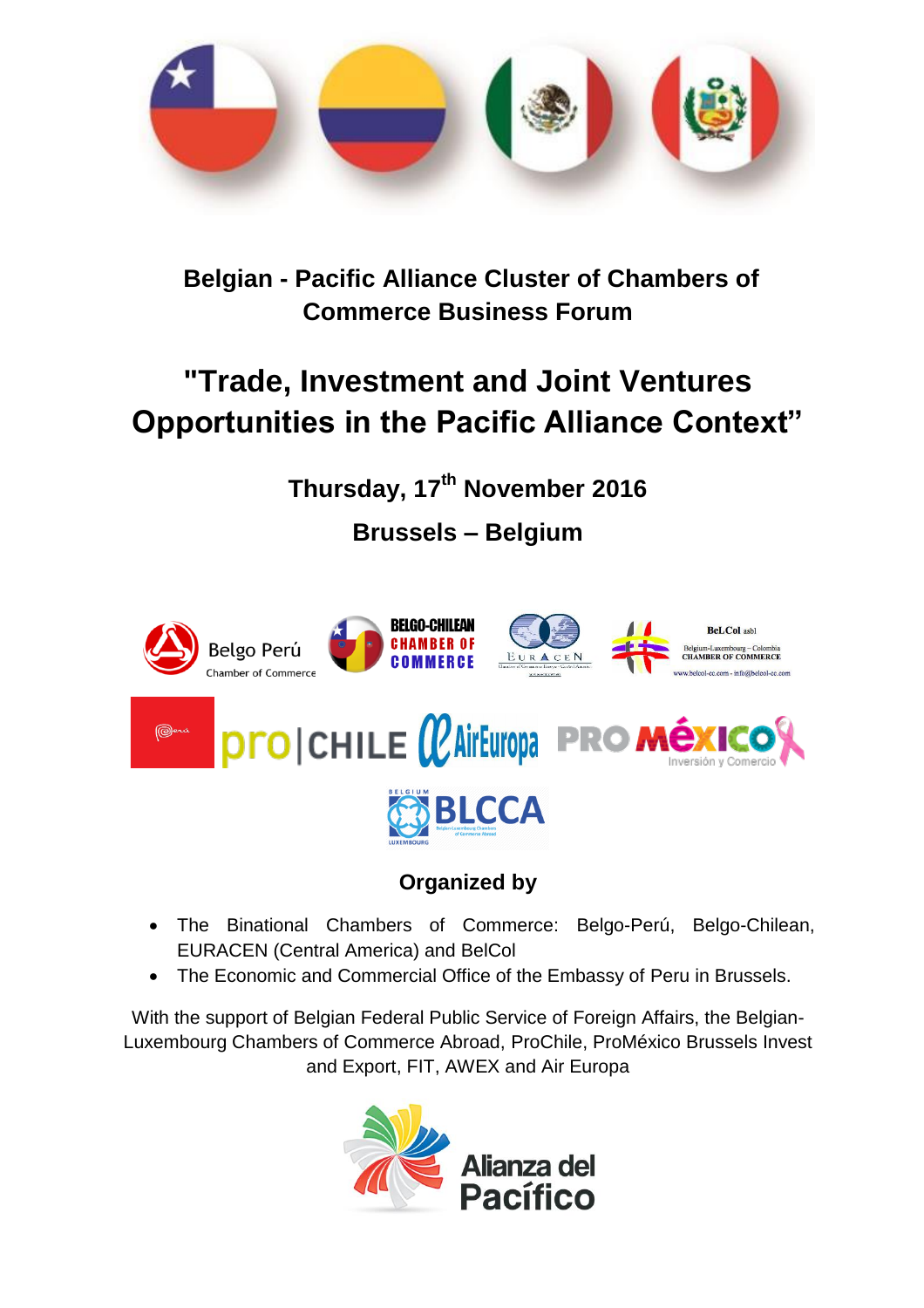# Belgian - Pacific Alliance Cluster of Chambers of Commerce Business Forum

# "Trade, Investment and Joint Ventures Opportunities in the Pacific Alliance Context"

### Thursday, 17th November 2016

### Brussels – Belgium

### Organized by

- The Binational Chambers of Commerce: Belgo-Perú, Belgo-Chilean, EURACEN (Central America) and BelCol
- The Economic and Commercial Office of the Embassy of Peru in Brussels.

With the support of Belgian Federal Public Service of Foreign Affairs, the Belgian-Luxembourg Chambers of Commerce Abroad, ProChile, ProMéxico Brussels Invest and Export, FIT, AWEX and Air Europa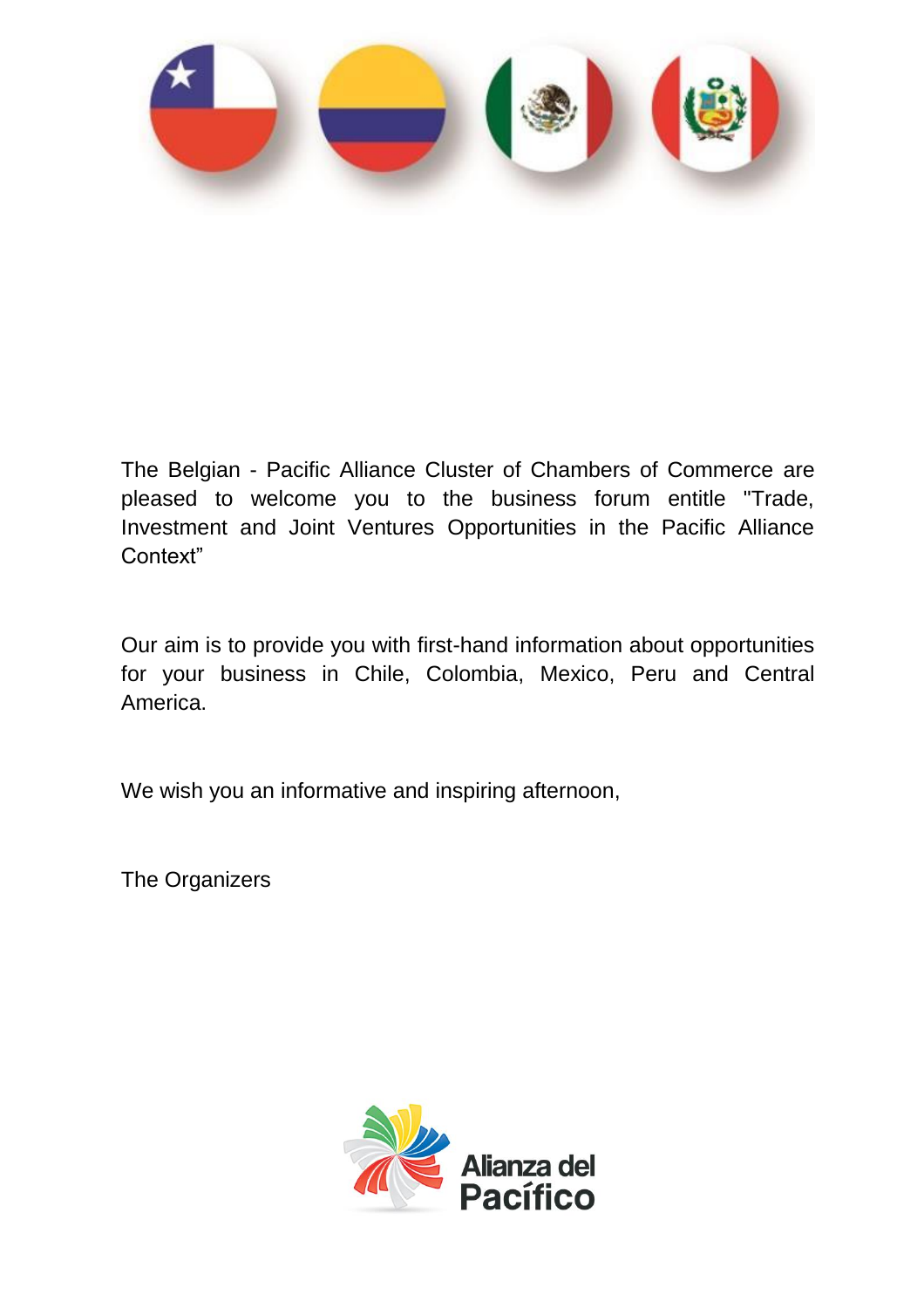The Belgian - Pacific Alliance Cluster of Chambers of Commerce are pleased to welcome you to the business forum entitle "Trade, Investment and Joint Ventures Opportunities in the Pacific Alliance Context"

Our aim is to provide you with first-hand information about opportunities for your business in Chile, Colombia, Mexico, Peru and Central America.

We wish you an informative and inspiring afternoon,

The Organizers

Alianza del Pacífico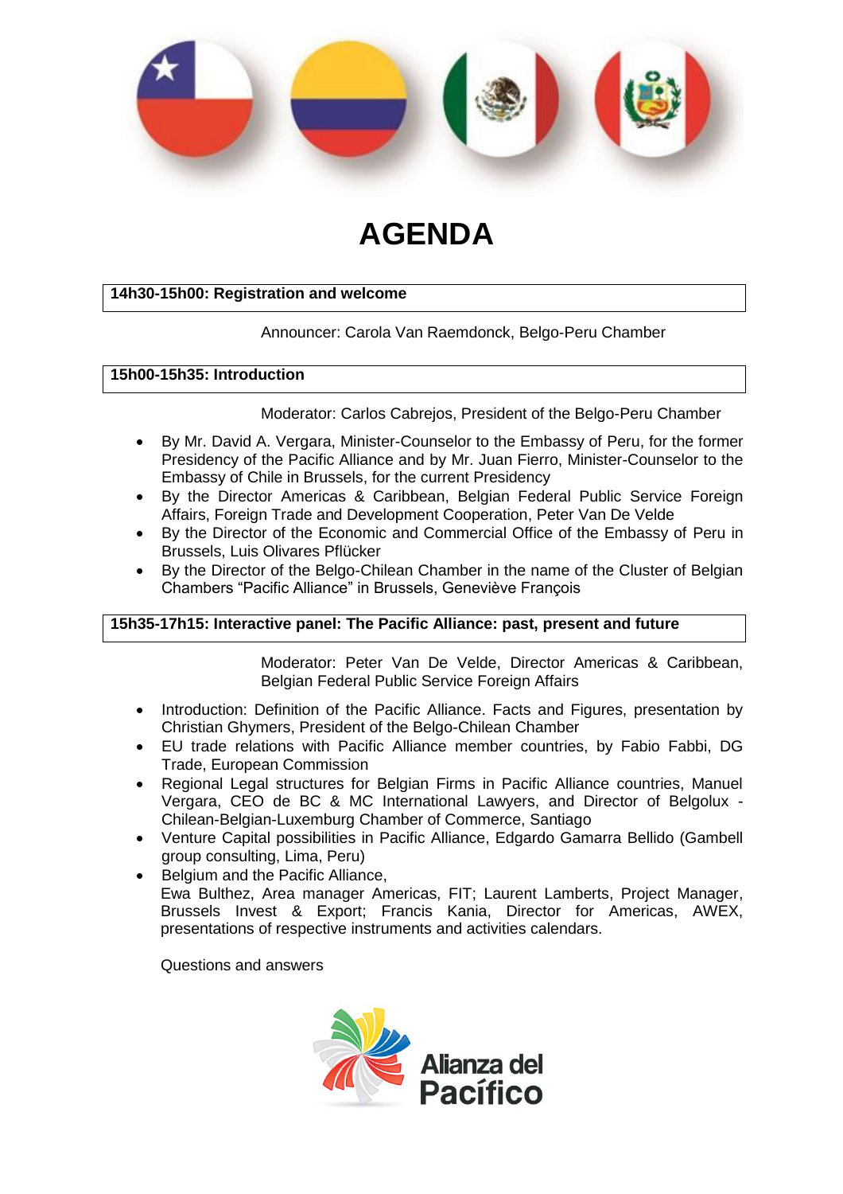# AGENDA

**14h30-15h00: Registration and welcome**

Announcer: Carola Van Raemdonck, Belgo-Peru Chamber

**15h00-15h35: Introduction**

Moderator: Carlos Cabrejos, President of the Belgo-Peru Chamber

- By Mr. David A. Vergara, Minister-Counselor to the Embassy of Peru, for the former Presidency of the Pacific Alliance and by Mr. Juan Fierro, Minister-Counselor to the Embassy of Chile in Brussels, for the current Presidency
- By the Director Americas & Caribbean, Belgian Federal Public Service Foreign Affairs, Foreign Trade and Development Cooperation, Peter Van De Velde
- By the Director of the Economic and Commercial Office of the Embassy of Peru in Brussels, Luis Olivares Pflücker
- By the Director of the Belgo-Chilean Chamber in the name of the Cluster of Belgian Chambers "Pacific Alliance" in Brussels, Geneviève François

**15h35-17h15: Interactive panel: The Pacific Alliance: past, present and future**

Moderator: Peter Van De Velde, Director Americas & Caribbean, Belgian Federal Public Service Foreign Affairs

- Introduction: Definition of the Pacific Alliance. Facts and Figures, presentation by Christian Ghymers, President of the Belgo-Chilean Chamber
- EU trade relations with Pacific Alliance member countries, by Fabio Fabbi, DG Trade, European Commission
- Regional Legal structures for Belgian Firms in Pacific Alliance countries, Manuel Vergara, CEO de BC & MC International Lawyers, and Director of Belgolux - Chilean-Belgian-Luxemburg Chamber of Commerce, Santiago
- Venture Capital possibilities in Pacific Alliance, Edgardo Gamarra Bellido (Gambell group consulting, Lima, Peru)
- Belgium and the Pacific Alliance,
  Ewa Bulthez, Area manager Americas, FIT; Laurent Lamberts, Project Manager, Brussels Invest & Export; Francis Kania, Director for Americas, AWEX, presentations of respective instruments and activities calendars.

Questions and answers

Alianza del Pacífico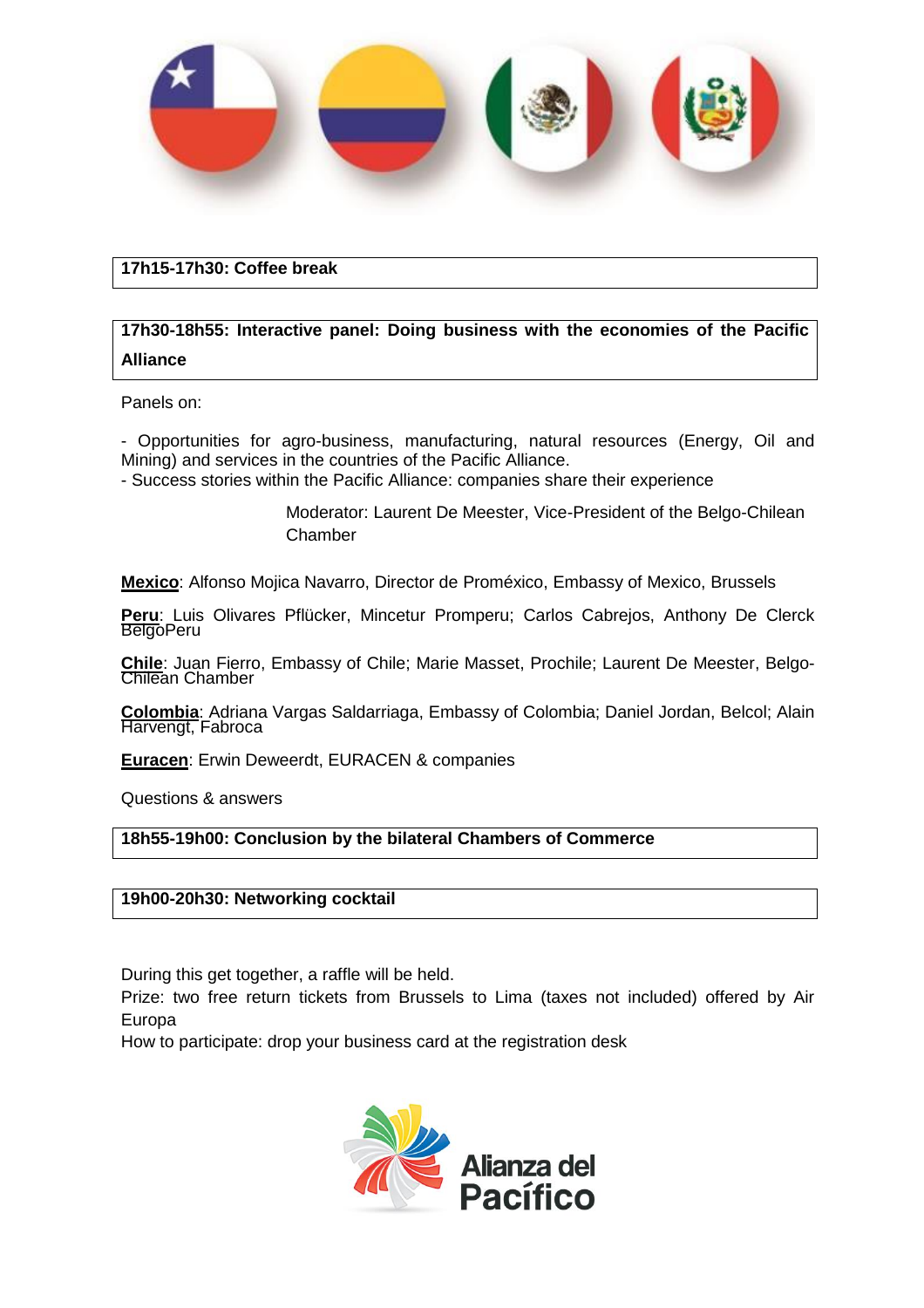**17h15-17h30: Coffee break**

**17h30-18h55: Interactive panel: Doing business with the economies of the Pacific Alliance**

Panels on:

- Opportunities for agro-business, manufacturing, natural resources (Energy, Oil and Mining) and services in the countries of the Pacific Alliance.
- Success stories within the Pacific Alliance: companies share their experience

Moderator: Laurent De Meester, Vice-President of the Belgo-Chilean Chamber

**Mexico**: Alfonso Mojica Navarro, Director de Proméxico, Embassy of Mexico, Brussels

**Peru**: Luis Olivares Pflücker, Mincetur Promperu; Carlos Cabrejos, Anthony De Clerck BelgoPeru

**Chile**: Juan Fierro, Embassy of Chile; Marie Masset, Prochile; Laurent De Meester, Belgo-Chilean Chamber

**Colombia**: Adriana Vargas Saldarriaga, Embassy of Colombia; Daniel Jordan, Belcol; Alain Harvengt, Fabroca

**Euracen**: Erwin Deweerdt, EURACEN & companies

Questions & answers

**18h55-19h00: Conclusion by the bilateral Chambers of Commerce**

**19h00-20h30: Networking cocktail**

During this get together, a raffle will be held.
Prize: two free return tickets from Brussels to Lima (taxes not included) offered by Air Europa
How to participate: drop your business card at the registration desk

Alianza del Pacífico